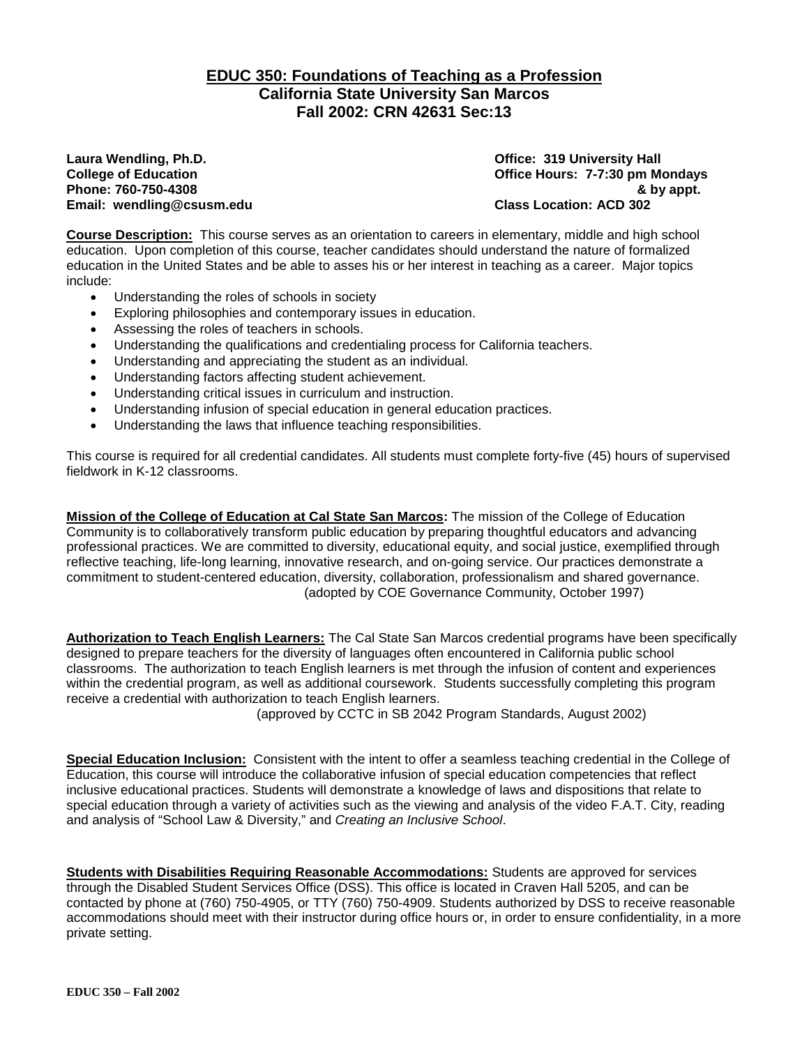# EDUC 350: Foundations of Teaching as a Profession

## California State University San Marcos

## Fall 2002: CRN 42631 Sec:13

**Laura Wendling, Ph.D.**
**College of Education**
**Phone: 760-750-4308**
**Email: wendling@csusm.edu**

**Office: 319 University Hall**
**Office Hours: 7-7:30 pm Mondays & by appt.**
**Class Location: ACD 302**

**Course Description:** This course serves as an orientation to careers in elementary, middle and high school education. Upon completion of this course, teacher candidates should understand the nature of formalized education in the United States and be able to asses his or her interest in teaching as a career. Major topics include:

- Understanding the roles of schools in society
- Exploring philosophies and contemporary issues in education.
- Assessing the roles of teachers in schools.
- Understanding the qualifications and credentialing process for California teachers.
- Understanding and appreciating the student as an individual.
- Understanding factors affecting student achievement.
- Understanding critical issues in curriculum and instruction.
- Understanding infusion of special education in general education practices.
- Understanding the laws that influence teaching responsibilities.

This course is required for all credential candidates. All students must complete forty-five (45) hours of supervised fieldwork in K-12 classrooms.

**Mission of the College of Education at Cal State San Marcos:** The mission of the College of Education Community is to collaboratively transform public education by preparing thoughtful educators and advancing professional practices. We are committed to diversity, educational equity, and social justice, exemplified through reflective teaching, life-long learning, innovative research, and on-going service. Our practices demonstrate a commitment to student-centered education, diversity, collaboration, professionalism and shared governance.
(adopted by COE Governance Community, October 1997)

**Authorization to Teach English Learners:** The Cal State San Marcos credential programs have been specifically designed to prepare teachers for the diversity of languages often encountered in California public school classrooms. The authorization to teach English learners is met through the infusion of content and experiences within the credential program, as well as additional coursework. Students successfully completing this program receive a credential with authorization to teach English learners.
(approved by CCTC in SB 2042 Program Standards, August 2002)

**Special Education Inclusion:** Consistent with the intent to offer a seamless teaching credential in the College of Education, this course will introduce the collaborative infusion of special education competencies that reflect inclusive educational practices. Students will demonstrate a knowledge of laws and dispositions that relate to special education through a variety of activities such as the viewing and analysis of the video F.A.T. City, reading and analysis of "School Law & Diversity," and *Creating an Inclusive School*.

**Students with Disabilities Requiring Reasonable Accommodations:** Students are approved for services through the Disabled Student Services Office (DSS). This office is located in Craven Hall 5205, and can be contacted by phone at (760) 750-4905, or TTY (760) 750-4909. Students authorized by DSS to receive reasonable accommodations should meet with their instructor during office hours or, in order to ensure confidentiality, in a more private setting.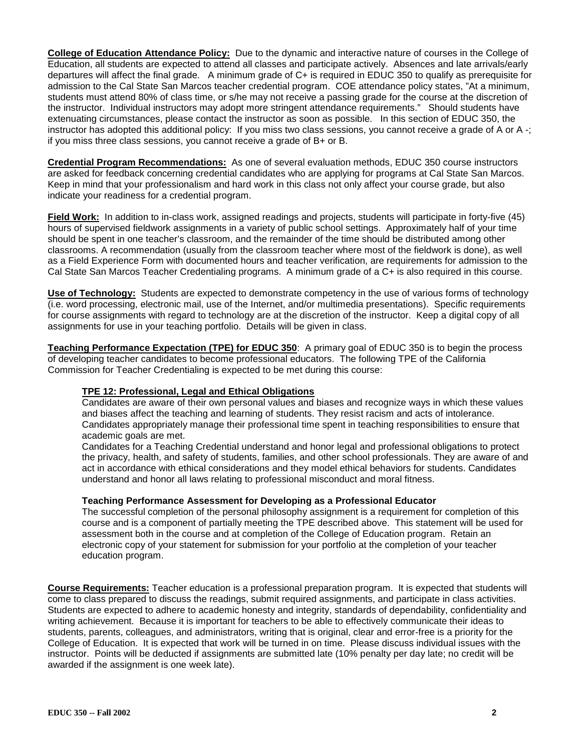**College of Education Attendance Policy:** Due to the dynamic and interactive nature of courses in the College of Education, all students are expected to attend all classes and participate actively. Absences and late arrivals/early departures will affect the final grade. A minimum grade of C+ is required in EDUC 350 to qualify as prerequisite for admission to the Cal State San Marcos teacher credential program. COE attendance policy states, "At a minimum, students must attend 80% of class time, or s/he may not receive a passing grade for the course at the discretion of the instructor. Individual instructors may adopt more stringent attendance requirements." Should students have extenuating circumstances, please contact the instructor as soon as possible. In this section of EDUC 350, the instructor has adopted this additional policy: If you miss two class sessions, you cannot receive a grade of A or A -; if you miss three class sessions, you cannot receive a grade of B+ or B.

**Credential Program Recommendations:** As one of several evaluation methods, EDUC 350 course instructors are asked for feedback concerning credential candidates who are applying for programs at Cal State San Marcos. Keep in mind that your professionalism and hard work in this class not only affect your course grade, but also indicate your readiness for a credential program.

**Field Work:** In addition to in-class work, assigned readings and projects, students will participate in forty-five (45) hours of supervised fieldwork assignments in a variety of public school settings. Approximately half of your time should be spent in one teacher's classroom, and the remainder of the time should be distributed among other classrooms. A recommendation (usually from the classroom teacher where most of the fieldwork is done), as well as a Field Experience Form with documented hours and teacher verification, are requirements for admission to the Cal State San Marcos Teacher Credentialing programs. A minimum grade of a C+ is also required in this course.

**Use of Technology:** Students are expected to demonstrate competency in the use of various forms of technology (i.e. word processing, electronic mail, use of the Internet, and/or multimedia presentations). Specific requirements for course assignments with regard to technology are at the discretion of the instructor. Keep a digital copy of all assignments for use in your teaching portfolio. Details will be given in class.

**Teaching Performance Expectation (TPE) for EDUC 350**: A primary goal of EDUC 350 is to begin the process of developing teacher candidates to become professional educators. The following TPE of the California Commission for Teacher Credentialing is expected to be met during this course:

**TPE 12: Professional, Legal and Ethical Obligations**

Candidates are aware of their own personal values and biases and recognize ways in which these values and biases affect the teaching and learning of students. They resist racism and acts of intolerance. Candidates appropriately manage their professional time spent in teaching responsibilities to ensure that academic goals are met.

Candidates for a Teaching Credential understand and honor legal and professional obligations to protect the privacy, health, and safety of students, families, and other school professionals. They are aware of and act in accordance with ethical considerations and they model ethical behaviors for students. Candidates understand and honor all laws relating to professional misconduct and moral fitness.

**Teaching Performance Assessment for Developing as a Professional Educator**

The successful completion of the personal philosophy assignment is a requirement for completion of this course and is a component of partially meeting the TPE described above. This statement will be used for assessment both in the course and at completion of the College of Education program. Retain an electronic copy of your statement for submission for your portfolio at the completion of your teacher education program.

**Course Requirements:** Teacher education is a professional preparation program. It is expected that students will come to class prepared to discuss the readings, submit required assignments, and participate in class activities. Students are expected to adhere to academic honesty and integrity, standards of dependability, confidentiality and writing achievement. Because it is important for teachers to be able to effectively communicate their ideas to students, parents, colleagues, and administrators, writing that is original, clear and error-free is a priority for the College of Education. It is expected that work will be turned in on time. Please discuss individual issues with the instructor. Points will be deducted if assignments are submitted late (10% penalty per day late; no credit will be awarded if the assignment is one week late).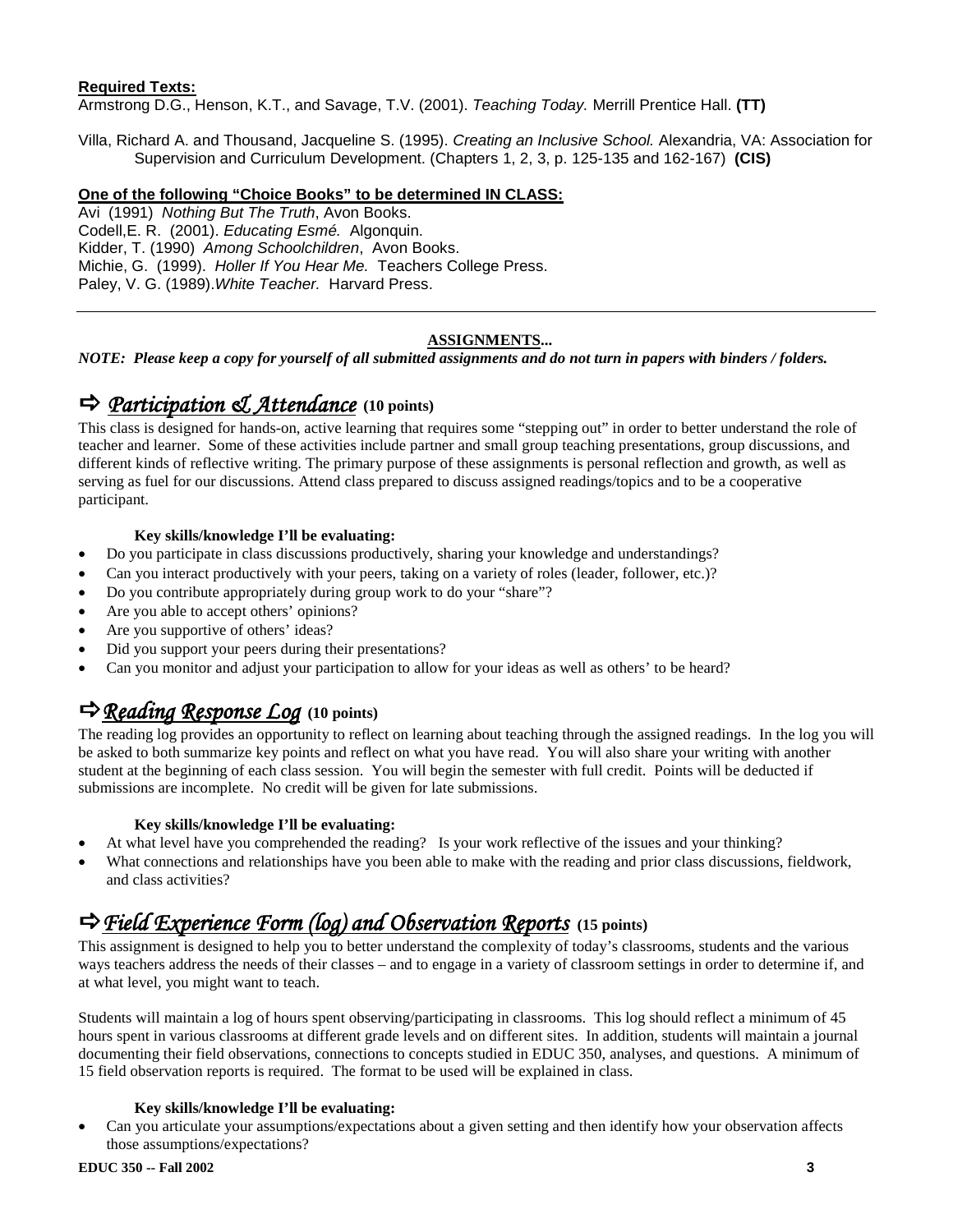**Required Texts:**

Armstrong D.G., Henson, K.T., and Savage, T.V. (2001). *Teaching Today.* Merrill Prentice Hall. **(TT)**

Villa, Richard A. and Thousand, Jacqueline S. (1995). *Creating an Inclusive School.* Alexandria, VA: Association for Supervision and Curriculum Development. (Chapters 1, 2, 3, p. 125-135 and 162-167) **(CIS)**

**One of the following "Choice Books" to be determined IN CLASS:**

Avi (1991) *Nothing But The Truth*, Avon Books.
Codell,E. R. (2001). *Educating Esmé.* Algonquin.
Kidder, T. (1990) *Among Schoolchildren*, Avon Books.
Michie, G. (1999). *Holler If You Hear Me.* Teachers College Press.
Paley, V. G. (1989).*White Teacher.* Harvard Press.

---

**ASSIGNMENTS...**

***NOTE: Please keep a copy for yourself of all submitted assignments and do not turn in papers with binders / folders.***

## ⇨ *Participation & Attendance* (10 points)

This class is designed for hands-on, active learning that requires some "stepping out" in order to better understand the role of teacher and learner. Some of these activities include partner and small group teaching presentations, group discussions, and different kinds of reflective writing. The primary purpose of these assignments is personal reflection and growth, as well as serving as fuel for our discussions. Attend class prepared to discuss assigned readings/topics and to be a cooperative participant.

**Key skills/knowledge I'll be evaluating:**

- Do you participate in class discussions productively, sharing your knowledge and understandings?
- Can you interact productively with your peers, taking on a variety of roles (leader, follower, etc.)?
- Do you contribute appropriately during group work to do your "share"?
- Are you able to accept others' opinions?
- Are you supportive of others' ideas?
- Did you support your peers during their presentations?
- Can you monitor and adjust your participation to allow for your ideas as well as others' to be heard?

## ⇨ *Reading Response Log* (10 points)

The reading log provides an opportunity to reflect on learning about teaching through the assigned readings. In the log you will be asked to both summarize key points and reflect on what you have read. You will also share your writing with another student at the beginning of each class session. You will begin the semester with full credit. Points will be deducted if submissions are incomplete. No credit will be given for late submissions.

**Key skills/knowledge I'll be evaluating:**

- At what level have you comprehended the reading? Is your work reflective of the issues and your thinking?
- What connections and relationships have you been able to make with the reading and prior class discussions, fieldwork, and class activities?

## ⇨ *Field Experience Form (log) and Observation Reports* (15 points)

This assignment is designed to help you to better understand the complexity of today's classrooms, students and the various ways teachers address the needs of their classes – and to engage in a variety of classroom settings in order to determine if, and at what level, you might want to teach.

Students will maintain a log of hours spent observing/participating in classrooms. This log should reflect a minimum of 45 hours spent in various classrooms at different grade levels and on different sites. In addition, students will maintain a journal documenting their field observations, connections to concepts studied in EDUC 350, analyses, and questions. A minimum of 15 field observation reports is required. The format to be used will be explained in class.

**Key skills/knowledge I'll be evaluating:**

- Can you articulate your assumptions/expectations about a given setting and then identify how your observation affects those assumptions/expectations?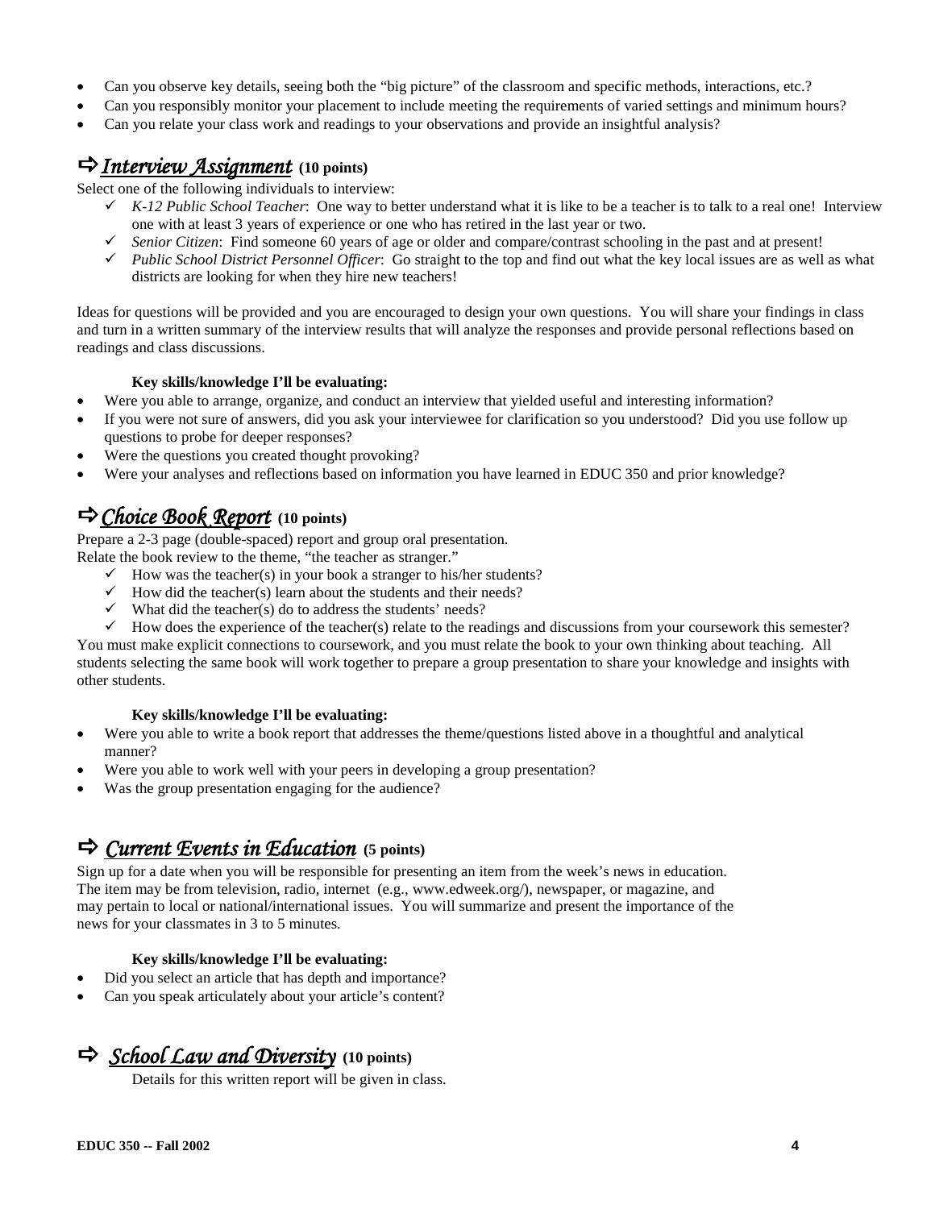- Can you observe key details, seeing both the "big picture" of the classroom and specific methods, interactions, etc.?
- Can you responsibly monitor your placement to include meeting the requirements of varied settings and minimum hours?
- Can you relate your class work and readings to your observations and provide an insightful analysis?

## ⇨ *Interview Assignment* (10 points)

Select one of the following individuals to interview:

- ✓ *K-12 Public School Teacher*: One way to better understand what it is like to be a teacher is to talk to a real one! Interview one with at least 3 years of experience or one who has retired in the last year or two.
- ✓ *Senior Citizen*: Find someone 60 years of age or older and compare/contrast schooling in the past and at present!
- ✓ *Public School District Personnel Officer*: Go straight to the top and find out what the key local issues are as well as what districts are looking for when they hire new teachers!

Ideas for questions will be provided and you are encouraged to design your own questions. You will share your findings in class and turn in a written summary of the interview results that will analyze the responses and provide personal reflections based on readings and class discussions.

**Key skills/knowledge I'll be evaluating:**

- Were you able to arrange, organize, and conduct an interview that yielded useful and interesting information?
- If you were not sure of answers, did you ask your interviewee for clarification so you understood? Did you use follow up questions to probe for deeper responses?
- Were the questions you created thought provoking?
- Were your analyses and reflections based on information you have learned in EDUC 350 and prior knowledge?

## ⇨ *Choice Book Report* (10 points)

Prepare a 2-3 page (double-spaced) report and group oral presentation.
Relate the book review to the theme, "the teacher as stranger."

- ✓ How was the teacher(s) in your book a stranger to his/her students?
- ✓ How did the teacher(s) learn about the students and their needs?
- ✓ What did the teacher(s) do to address the students' needs?
- ✓ How does the experience of the teacher(s) relate to the readings and discussions from your coursework this semester?

You must make explicit connections to coursework, and you must relate the book to your own thinking about teaching. All students selecting the same book will work together to prepare a group presentation to share your knowledge and insights with other students.

**Key skills/knowledge I'll be evaluating:**

- Were you able to write a book report that addresses the theme/questions listed above in a thoughtful and analytical manner?
- Were you able to work well with your peers in developing a group presentation?
- Was the group presentation engaging for the audience?

## ⇨ *Current Events in Education* (5 points)

Sign up for a date when you will be responsible for presenting an item from the week's news in education. The item may be from television, radio, internet (e.g., www.edweek.org/), newspaper, or magazine, and may pertain to local or national/international issues. You will summarize and present the importance of the news for your classmates in 3 to 5 minutes.

**Key skills/knowledge I'll be evaluating:**

- Did you select an article that has depth and importance?
- Can you speak articulately about your article's content?

## ⇨ *School Law and Diversity* (10 points)

Details for this written report will be given in class.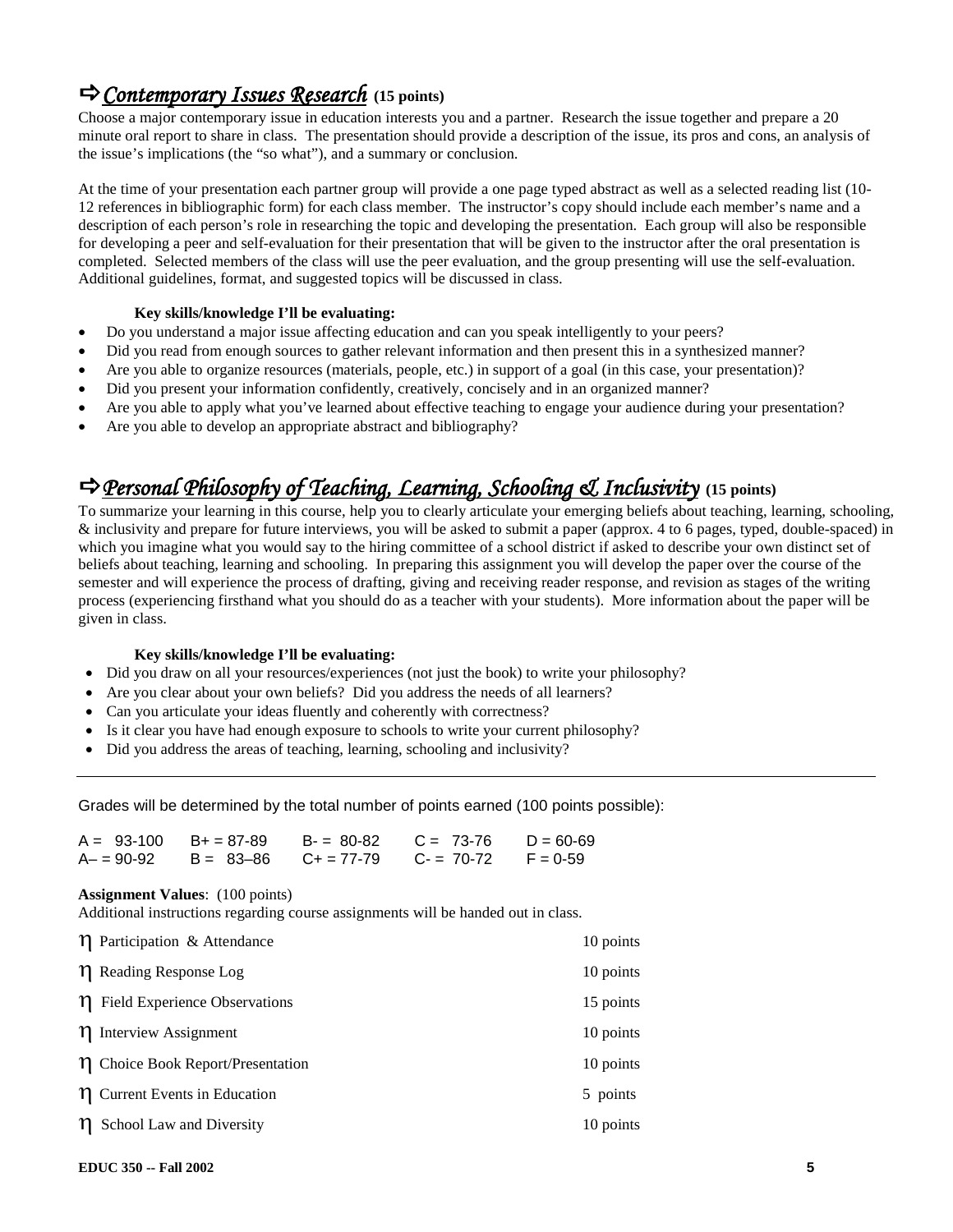## ⇨ *Contemporary Issues Research* (15 points)

Choose a major contemporary issue in education interests you and a partner. Research the issue together and prepare a 20 minute oral report to share in class. The presentation should provide a description of the issue, its pros and cons, an analysis of the issue's implications (the "so what"), and a summary or conclusion.

At the time of your presentation each partner group will provide a one page typed abstract as well as a selected reading list (10-12 references in bibliographic form) for each class member. The instructor's copy should include each member's name and a description of each person's role in researching the topic and developing the presentation. Each group will also be responsible for developing a peer and self-evaluation for their presentation that will be given to the instructor after the oral presentation is completed. Selected members of the class will use the peer evaluation, and the group presenting will use the self-evaluation. Additional guidelines, format, and suggested topics will be discussed in class.

**Key skills/knowledge I'll be evaluating:**

- Do you understand a major issue affecting education and can you speak intelligently to your peers?
- Did you read from enough sources to gather relevant information and then present this in a synthesized manner?
- Are you able to organize resources (materials, people, etc.) in support of a goal (in this case, your presentation)?
- Did you present your information confidently, creatively, concisely and in an organized manner?
- Are you able to apply what you've learned about effective teaching to engage your audience during your presentation?
- Are you able to develop an appropriate abstract and bibliography?

## ⇨ *Personal Philosophy of Teaching, Learning, Schooling & Inclusivity* (15 points)

To summarize your learning in this course, help you to clearly articulate your emerging beliefs about teaching, learning, schooling, & inclusivity and prepare for future interviews, you will be asked to submit a paper (approx. 4 to 6 pages, typed, double-spaced) in which you imagine what you would say to the hiring committee of a school district if asked to describe your own distinct set of beliefs about teaching, learning and schooling. In preparing this assignment you will develop the paper over the course of the semester and will experience the process of drafting, giving and receiving reader response, and revision as stages of the writing process (experiencing firsthand what you should do as a teacher with your students). More information about the paper will be given in class.

**Key skills/knowledge I'll be evaluating:**

- Did you draw on all your resources/experiences (not just the book) to write your philosophy?
- Are you clear about your own beliefs? Did you address the needs of all learners?
- Can you articulate your ideas fluently and coherently with correctness?
- Is it clear you have had enough exposure to schools to write your current philosophy?
- Did you address the areas of teaching, learning, schooling and inclusivity?

---

Grades will be determined by the total number of points earned (100 points possible):

| | | | | |
|---|---|---|---|---|
| A = 93-100 | B+ = 87-89 | B- = 80-82 | C = 73-76 | D = 60-69 |
| A– = 90-92 | B = 83–86 | C+ = 77-79 | C- = 70-72 | F = 0-59 |

**Assignment Values**: (100 points)

Additional instructions regarding course assignments will be handed out in class.

| Assignment | Points |
|---|---|
| η Participation & Attendance | 10 points |
| η Reading Response Log | 10 points |
| η Field Experience Observations | 15 points |
| η Interview Assignment | 10 points |
| η Choice Book Report/Presentation | 10 points |
| η Current Events in Education | 5 points |
| η School Law and Diversity | 10 points |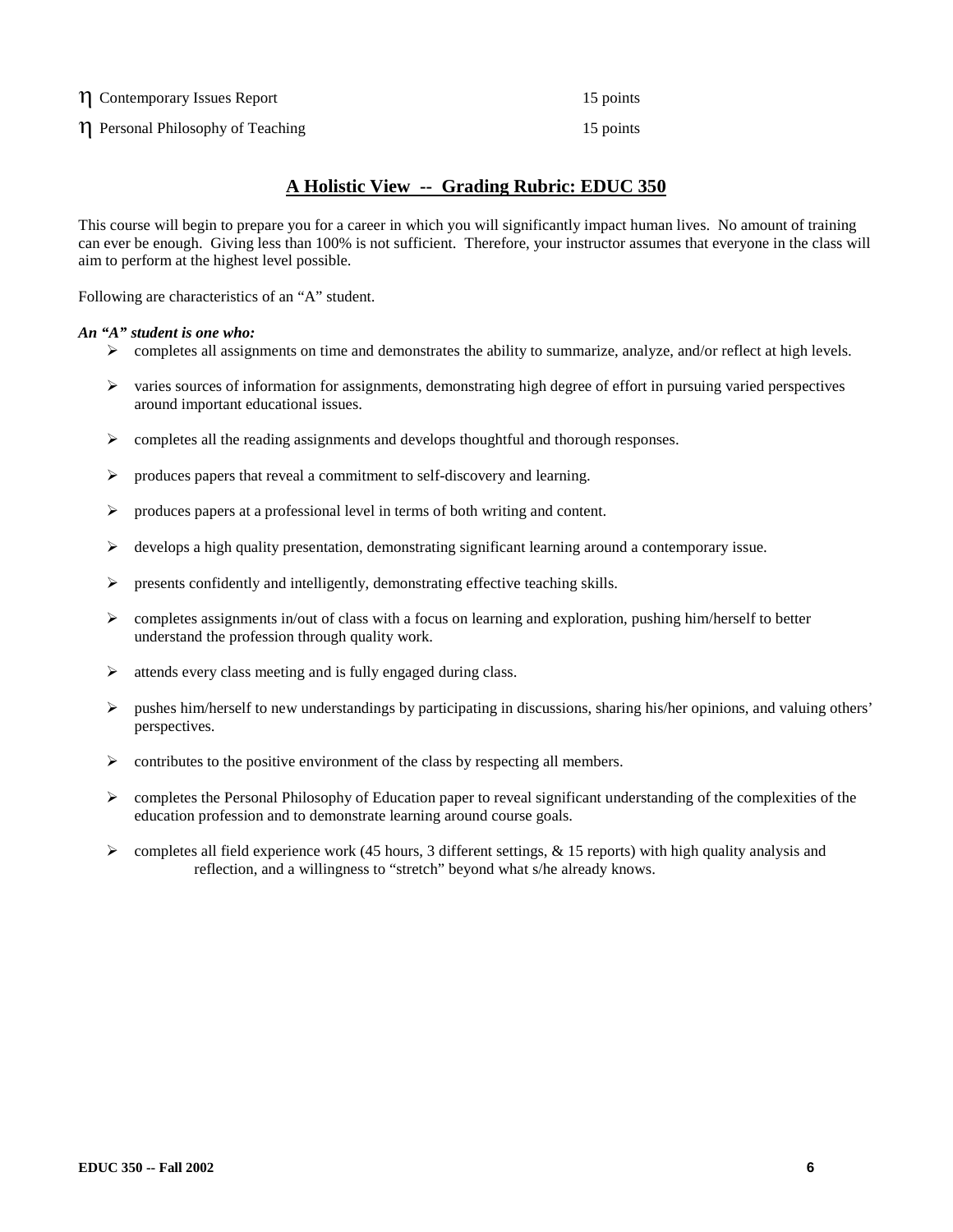- η Contemporary Issues Report 15 points
- η Personal Philosophy of Teaching 15 points

## A Holistic View -- Grading Rubric: EDUC 350

This course will begin to prepare you for a career in which you will significantly impact human lives. No amount of training can ever be enough. Giving less than 100% is not sufficient. Therefore, your instructor assumes that everyone in the class will aim to perform at the highest level possible.

Following are characteristics of an "A" student.

***An "A" student is one who:***

- completes all assignments on time and demonstrates the ability to summarize, analyze, and/or reflect at high levels.
- varies sources of information for assignments, demonstrating high degree of effort in pursuing varied perspectives around important educational issues.
- completes all the reading assignments and develops thoughtful and thorough responses.
- produces papers that reveal a commitment to self-discovery and learning.
- produces papers at a professional level in terms of both writing and content.
- develops a high quality presentation, demonstrating significant learning around a contemporary issue.
- presents confidently and intelligently, demonstrating effective teaching skills.
- completes assignments in/out of class with a focus on learning and exploration, pushing him/herself to better understand the profession through quality work.
- attends every class meeting and is fully engaged during class.
- pushes him/herself to new understandings by participating in discussions, sharing his/her opinions, and valuing others' perspectives.
- contributes to the positive environment of the class by respecting all members.
- completes the Personal Philosophy of Education paper to reveal significant understanding of the complexities of the education profession and to demonstrate learning around course goals.
- completes all field experience work (45 hours, 3 different settings, & 15 reports) with high quality analysis and reflection, and a willingness to "stretch" beyond what s/he already knows.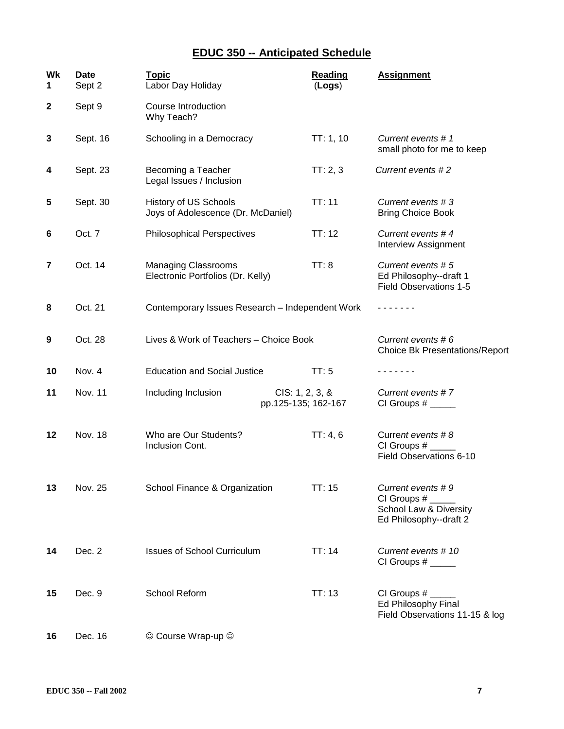# EDUC 350 -- Anticipated Schedule

| Wk | Date | Topic | Reading (Logs) | Assignment |
|---|---|---|---|---|
| 1 | Sept 2 | Labor Day Holiday | | |
| 2 | Sept 9 | Course Introduction<br>Why Teach? | | |
| 3 | Sept. 16 | Schooling in a Democracy | TT: 1, 10 | *Current events # 1*<br>small photo for me to keep |
| 4 | Sept. 23 | Becoming a Teacher<br>Legal Issues / Inclusion | TT: 2, 3 | *Current events # 2* |
| 5 | Sept. 30 | History of US Schools<br>Joys of Adolescence (Dr. McDaniel) | TT: 11 | *Current events # 3*<br>Bring Choice Book |
| 6 | Oct. 7 | Philosophical Perspectives | TT: 12 | *Current events # 4*<br>Interview Assignment |
| 7 | Oct. 14 | Managing Classrooms<br>Electronic Portfolios (Dr. Kelly) | TT: 8 | *Current events # 5*<br>Ed Philosophy--draft 1<br>Field Observations 1-5 |
| 8 | Oct. 21 | Contemporary Issues Research – Independent Work | | - - - - - - - |
| 9 | Oct. 28 | Lives & Work of Teachers – Choice Book | | *Current events # 6*<br>Choice Bk Presentations/Report |
| 10 | Nov. 4 | Education and Social Justice | TT: 5 | - - - - - - - |
| 11 | Nov. 11 | Including Inclusion | CIS: 1, 2, 3, &<br>pp.125-135; 162-167 | *Current events # 7*<br>CI Groups # _____ |
| 12 | Nov. 18 | Who are Our Students?<br>Inclusion Cont. | TT: 4, 6 | *Current events # 8*<br>CI Groups # _____<br>Field Observations 6-10 |
| 13 | Nov. 25 | School Finance & Organization | TT: 15 | *Current events # 9*<br>CI Groups # _____<br>School Law & Diversity<br>Ed Philosophy--draft 2 |
| 14 | Dec. 2 | Issues of School Curriculum | TT: 14 | *Current events # 10*<br>CI Groups # _____ |
| 15 | Dec. 9 | School Reform | TT: 13 | CI Groups # _____<br>Ed Philosophy Final<br>Field Observations 11-15 & log |
| 16 | Dec. 16 | ☺ Course Wrap-up ☺ | | |